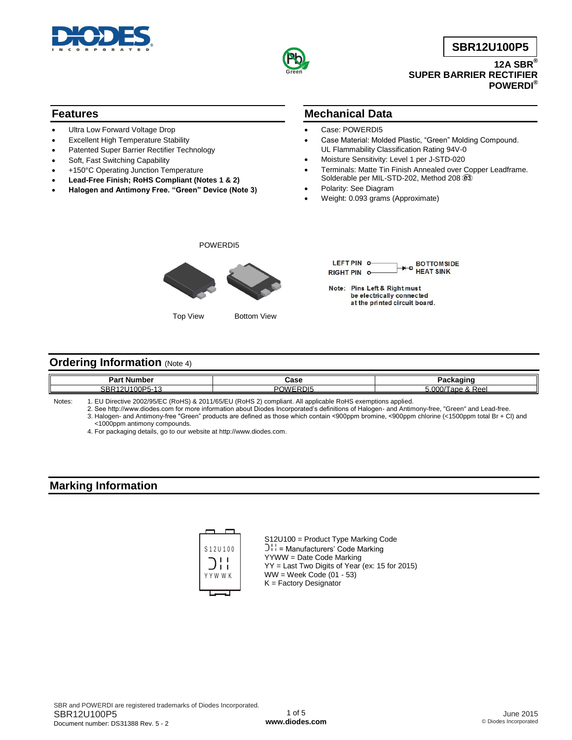# SBR12U100P5

**12A SBR®**
**SUPER BARRIER RECTIFIER**
**POWERDI®**

## Features

- Ultra Low Forward Voltage Drop
- Excellent High Temperature Stability
- Patented Super Barrier Rectifier Technology
- Soft, Fast Switching Capability
- +150°C Operating Junction Temperature
- **Lead-Free Finish; RoHS Compliant (Notes 1 & 2)**
- **Halogen and Antimony Free. "Green" Device (Note 3)**

## Mechanical Data

- Case: POWERDI5
- Case Material: Molded Plastic, "Green" Molding Compound. UL Flammability Classification Rating 94V-0
- Moisture Sensitivity: Level 1 per J-STD-020
- Terminals: Matte Tin Finish Annealed over Copper Leadframe. Solderable per MIL-STD-202, Method 208 ⓔ3
- Polarity: See Diagram
- Weight: 0.093 grams (Approximate)

POWERDI5

Top View Bottom View

LEFT PIN
RIGHT PIN
BOTTOMSIDE HEAT SINK

Note: Pins Left & Right must be electrically connected at the printed circuit board.

## Ordering Information (Note 4)

| Part Number | Case | Packaging |
|---|---|---|
| SBR12U100P5-13 | POWERDI5 | 5,000/Tape & Reel |

Notes:
1. EU Directive 2002/95/EC (RoHS) & 2011/65/EU (RoHS 2) compliant. All applicable RoHS exemptions applied.
2. See http://www.diodes.com for more information about Diodes Incorporated's definitions of Halogen- and Antimony-free, "Green" and Lead-free.
3. Halogen- and Antimony-free "Green" products are defined as those which contain <900ppm bromine, <900ppm chlorine (<1500ppm total Br + Cl) and <1000ppm antimony compounds.
4. For packaging details, go to our website at http://www.diodes.com.

## Marking Information

S12U100
YYWWK

S12U100 = Product Type Marking Code
= Manufacturers' Code Marking
YYWW = Date Code Marking
YY = Last Two Digits of Year (ex: 15 for 2015)
WW = Week Code (01 - 53)
K = Factory Designator

SBR and POWERDI are registered trademarks of Diodes Incorporated.
SBR12U100P5
Document number: DS31388 Rev. 5 - 2

June 2015
© Diodes Incorporated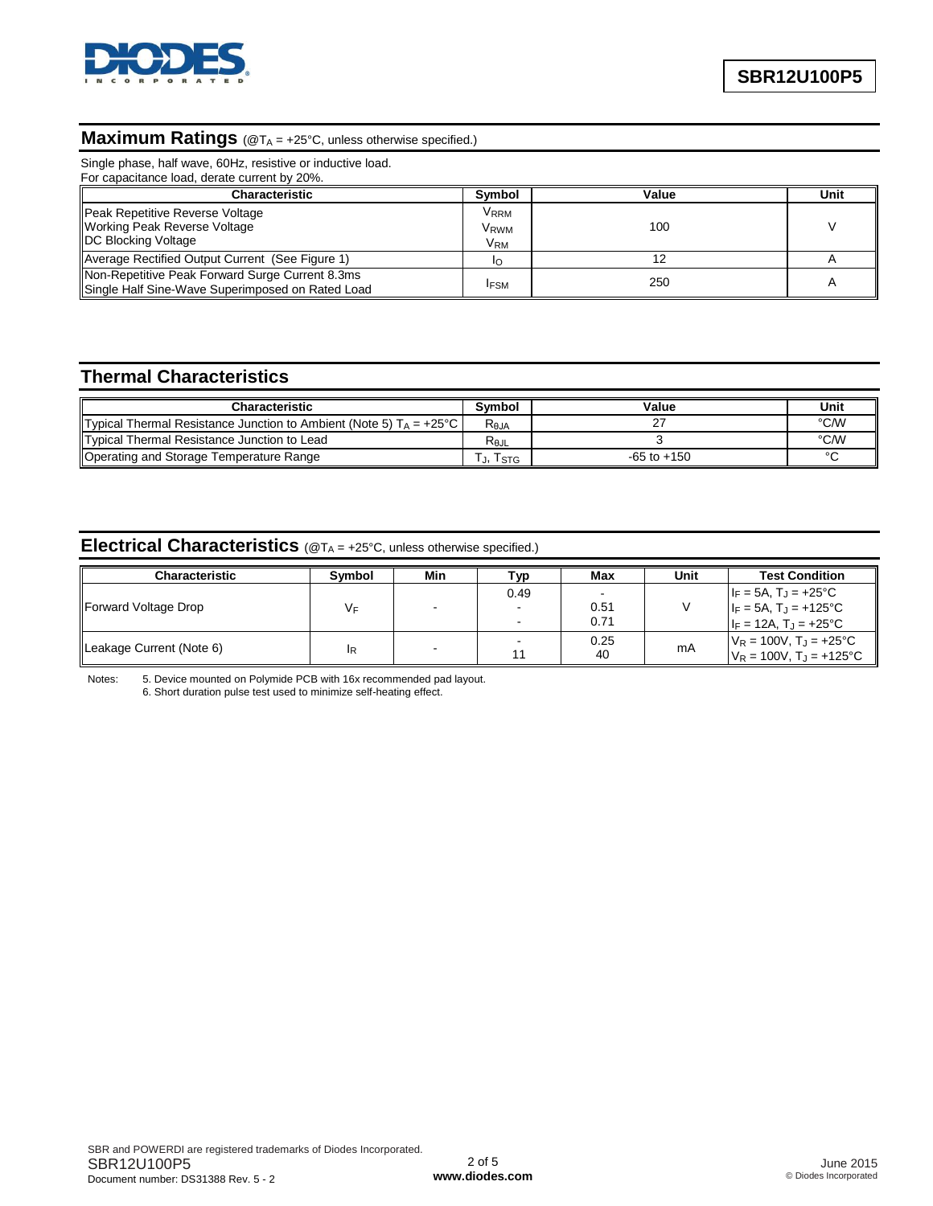## Maximum Ratings (@$T_A$ = +25°C, unless otherwise specified.)

Single phase, half wave, 60Hz, resistive or inductive load.
For capacitance load, derate current by 20%.

| Characteristic | Symbol | Value | Unit |
|---|---|---|---|
| Peak Repetitive Reverse Voltage<br>Working Peak Reverse Voltage<br>DC Blocking Voltage | $V_{RRM}$<br>$V_{RWM}$<br>$V_{RM}$ | 100 | V |
| Average Rectified Output Current (See Figure 1) | $I_O$ | 12 | A |
| Non-Repetitive Peak Forward Surge Current 8.3ms<br>Single Half Sine-Wave Superimposed on Rated Load | $I_{FSM}$ | 250 | A |

## Thermal Characteristics

| Characteristic | Symbol | Value | Unit |
|---|---|---|---|
| Typical Thermal Resistance Junction to Ambient (Note 5) $T_A$ = +25°C | $R_{\theta JA}$ | 27 | °C/W |
| Typical Thermal Resistance Junction to Lead | $R_{\theta JL}$ | 3 | °C/W |
| Operating and Storage Temperature Range | $T_J$, $T_{STG}$ | -65 to +150 | °C |

## Electrical Characteristics (@$T_A$ = +25°C, unless otherwise specified.)

| Characteristic | Symbol | Min | Typ | Max | Unit | Test Condition |
|---|---|---|---|---|---|---|
| Forward Voltage Drop | $V_F$ | - | 0.49<br>-<br>- | -<br>0.51<br>0.71 | V | $I_F$ = 5A, $T_J$ = +25°C<br>$I_F$ = 5A, $T_J$ = +125°C<br>$I_F$ = 12A, $T_J$ = +25°C |
| Leakage Current (Note 6) | $I_R$ | - | -<br>11 | 0.25<br>40 | mA | $V_R$ = 100V, $T_J$ = +25°C<br>$V_R$ = 100V, $T_J$ = +125°C |

Notes: 5. Device mounted on Polymide PCB with 16x recommended pad layout.
6. Short duration pulse test used to minimize self-heating effect.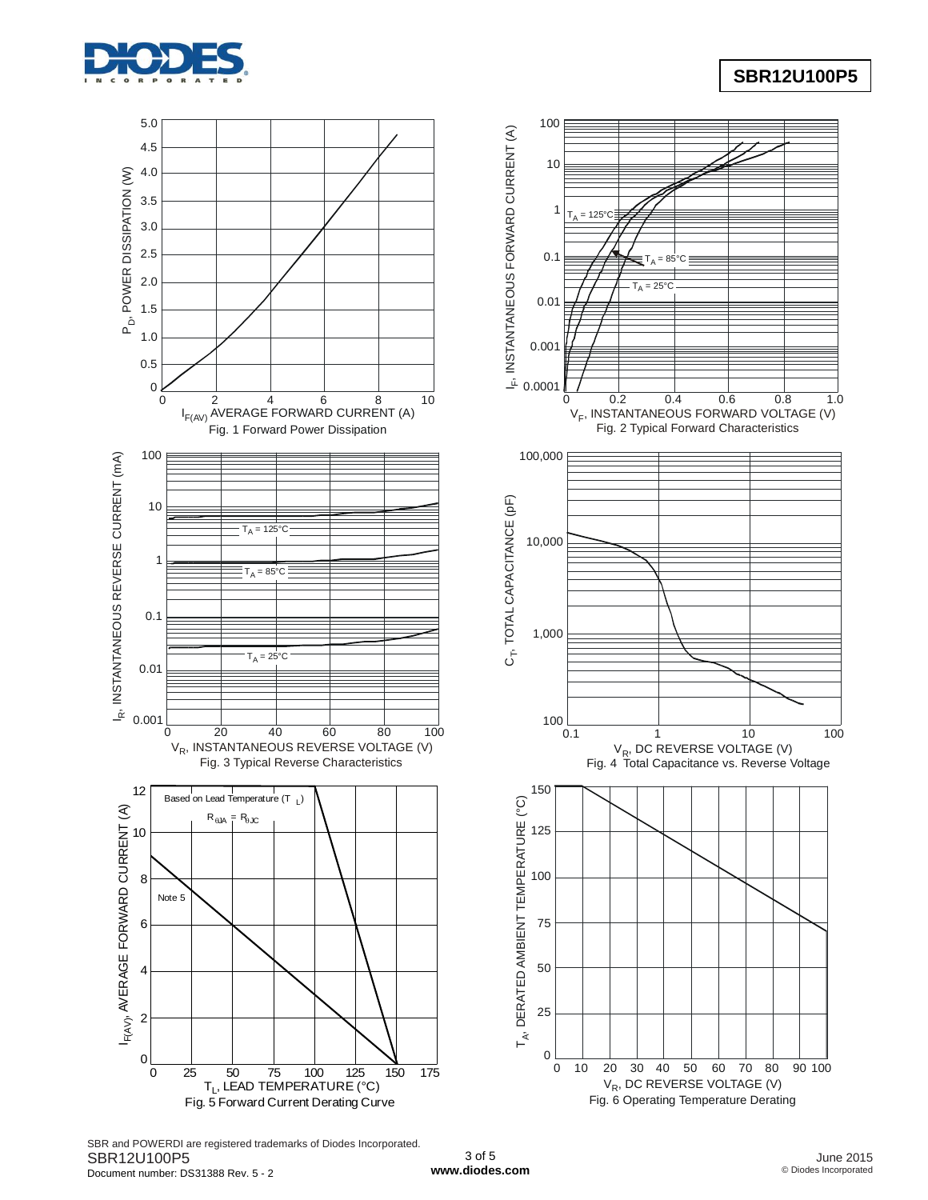Fig. 1 Forward Power Dissipation

Fig. 2 Typical Forward Characteristics

Fig. 3 Typical Reverse Characteristics

Fig. 4 Total Capacitance vs. Reverse Voltage

Fig. 5 Forward Current Derating Curve

Fig. 6 Operating Temperature Derating

SBR and POWERDI are registered trademarks of Diodes Incorporated.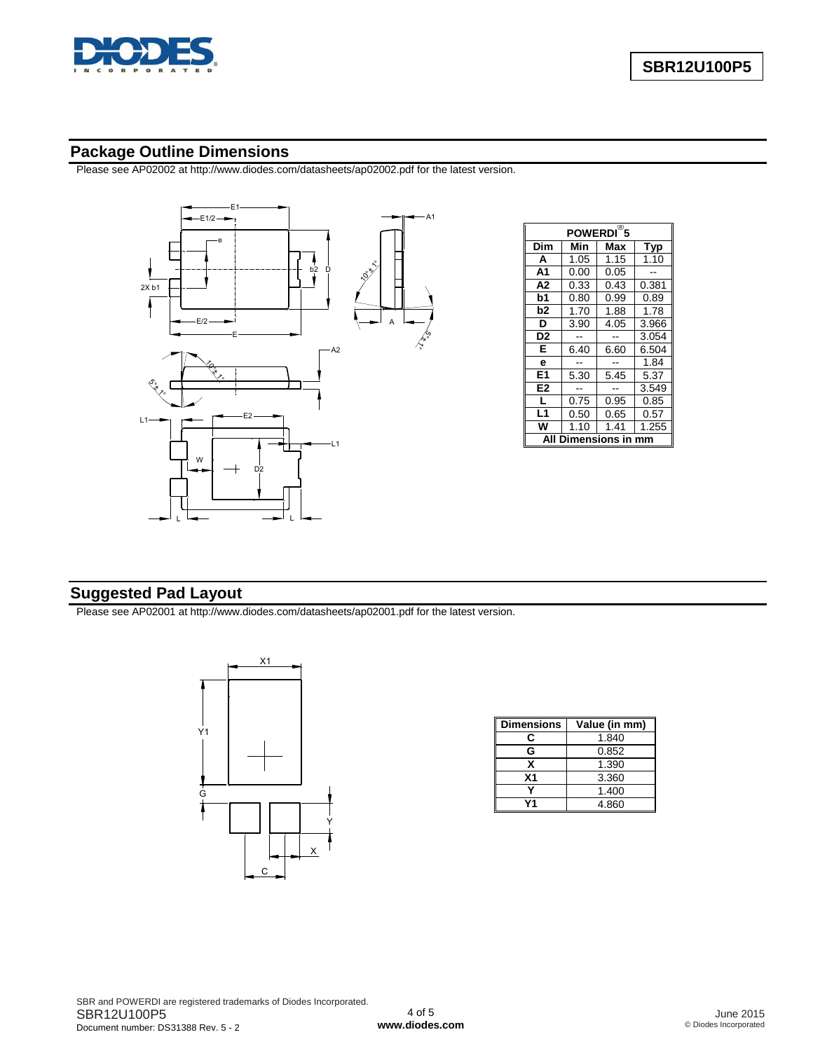## Package Outline Dimensions

Please see AP02002 at http://www.diodes.com/datasheets/ap02002.pdf for the latest version.

| POWERDI® 5 | | | |
|---|---|---|---|
| Dim | Min | Max | Typ |
| A | 1.05 | 1.15 | 1.10 |
| A1 | 0.00 | 0.05 | -- |
| A2 | 0.33 | 0.43 | 0.381 |
| b1 | 0.80 | 0.99 | 0.89 |
| b2 | 1.70 | 1.88 | 1.78 |
| D | 3.90 | 4.05 | 3.966 |
| D2 | -- | -- | 3.054 |
| E | 6.40 | 6.60 | 6.504 |
| e | -- | -- | 1.84 |
| E1 | 5.30 | 5.45 | 5.37 |
| E2 | -- | -- | 3.549 |
| L | 0.75 | 0.95 | 0.85 |
| L1 | 0.50 | 0.65 | 0.57 |
| W | 1.10 | 1.41 | 1.255 |
| All Dimensions in mm | | | |

## Suggested Pad Layout

Please see AP02001 at http://www.diodes.com/datasheets/ap02001.pdf for the latest version.

| Dimensions | Value (in mm) |
|---|---|
| C | 1.840 |
| G | 0.852 |
| X | 1.390 |
| X1 | 3.360 |
| Y | 1.400 |
| Y1 | 4.860 |

SBR and POWERDI are registered trademarks of Diodes Incorporated.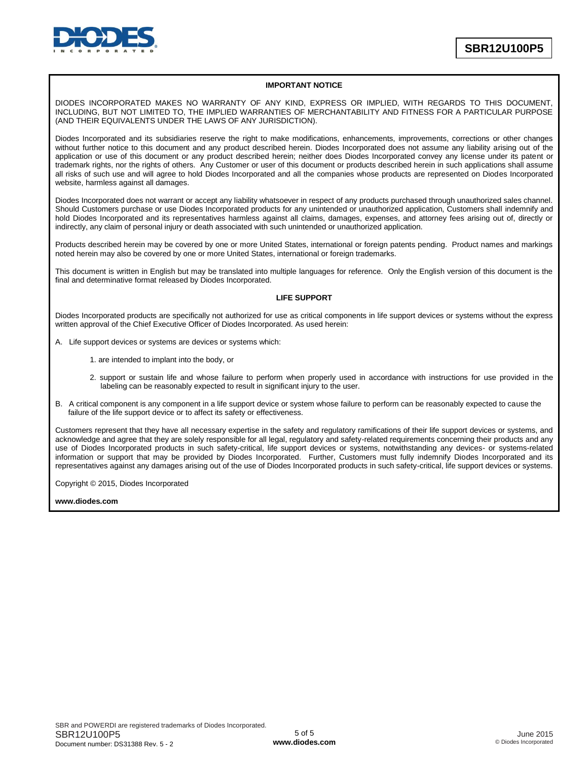## IMPORTANT NOTICE

DIODES INCORPORATED MAKES NO WARRANTY OF ANY KIND, EXPRESS OR IMPLIED, WITH REGARDS TO THIS DOCUMENT, INCLUDING, BUT NOT LIMITED TO, THE IMPLIED WARRANTIES OF MERCHANTABILITY AND FITNESS FOR A PARTICULAR PURPOSE (AND THEIR EQUIVALENTS UNDER THE LAWS OF ANY JURISDICTION).

Diodes Incorporated and its subsidiaries reserve the right to make modifications, enhancements, improvements, corrections or other changes without further notice to this document and any product described herein. Diodes Incorporated does not assume any liability arising out of the application or use of this document or any product described herein; neither does Diodes Incorporated convey any license under its patent or trademark rights, nor the rights of others. Any Customer or user of this document or products described herein in such applications shall assume all risks of such use and will agree to hold Diodes Incorporated and all the companies whose products are represented on Diodes Incorporated website, harmless against all damages.

Diodes Incorporated does not warrant or accept any liability whatsoever in respect of any products purchased through unauthorized sales channel. Should Customers purchase or use Diodes Incorporated products for any unintended or unauthorized application, Customers shall indemnify and hold Diodes Incorporated and its representatives harmless against all claims, damages, expenses, and attorney fees arising out of, directly or indirectly, any claim of personal injury or death associated with such unintended or unauthorized application.

Products described herein may be covered by one or more United States, international or foreign patents pending. Product names and markings noted herein may also be covered by one or more United States, international or foreign trademarks.

This document is written in English but may be translated into multiple languages for reference. Only the English version of this document is the final and determinative format released by Diodes Incorporated.

## LIFE SUPPORT

Diodes Incorporated products are specifically not authorized for use as critical components in life support devices or systems without the express written approval of the Chief Executive Officer of Diodes Incorporated. As used herein:

A. Life support devices or systems are devices or systems which:

1. are intended to implant into the body, or
2. support or sustain life and whose failure to perform when properly used in accordance with instructions for use provided in the labeling can be reasonably expected to result in significant injury to the user.

B. A critical component is any component in a life support device or system whose failure to perform can be reasonably expected to cause the failure of the life support device or to affect its safety or effectiveness.

Customers represent that they have all necessary expertise in the safety and regulatory ramifications of their life support devices or systems, and acknowledge and agree that they are solely responsible for all legal, regulatory and safety-related requirements concerning their products and any use of Diodes Incorporated products in such safety-critical, life support devices or systems, notwithstanding any devices- or systems-related information or support that may be provided by Diodes Incorporated. Further, Customers must fully indemnify Diodes Incorporated and its representatives against any damages arising out of the use of Diodes Incorporated products in such safety-critical, life support devices or systems.

Copyright © 2015, Diodes Incorporated

**www.diodes.com**

SBR and POWERDI are registered trademarks of Diodes Incorporated.